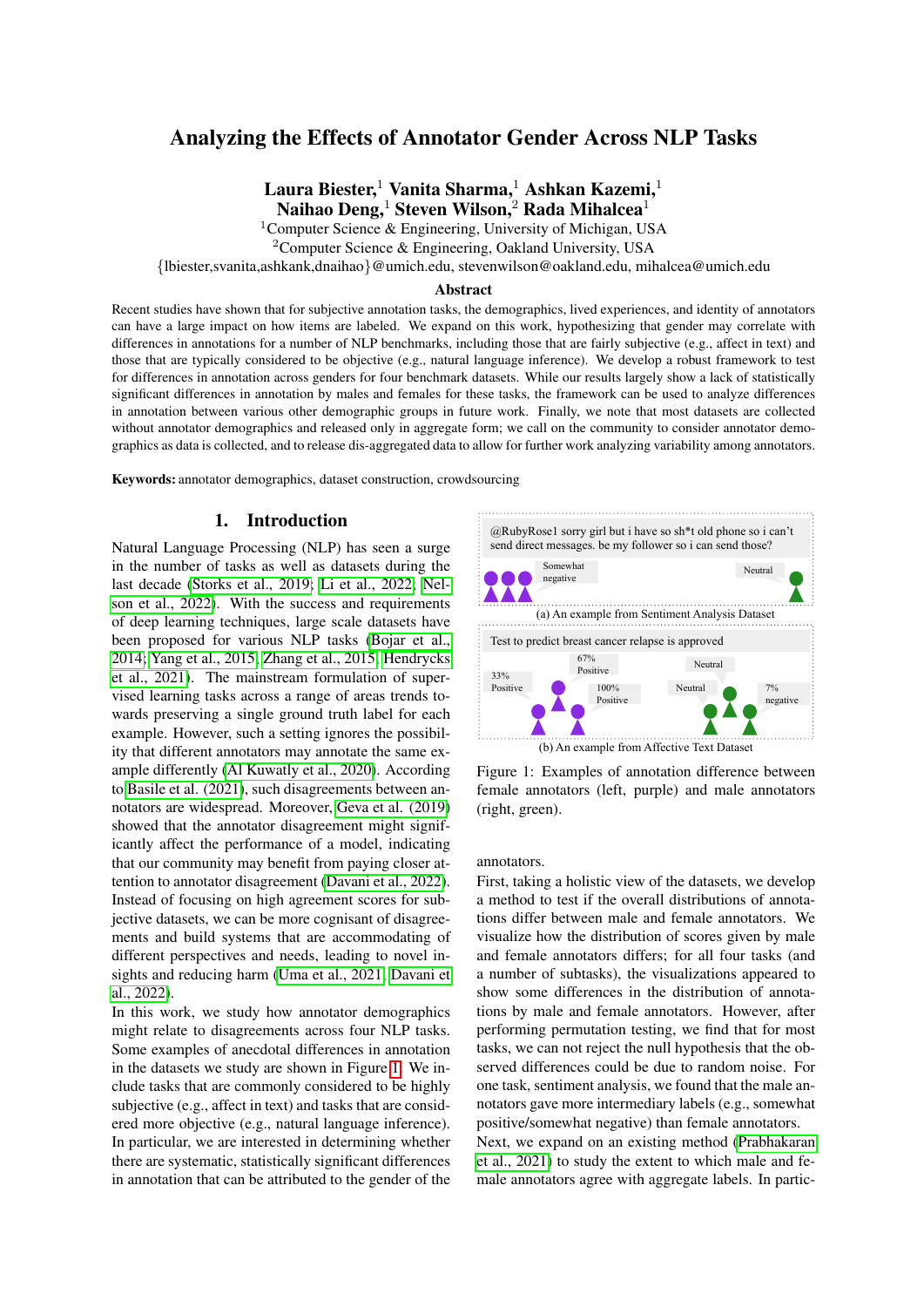# Analyzing the Effects of Annotator Gender Across NLP Tasks

**Laura Biester,[1] Vanita Sharma,[1] Ashkan Kazemi,[1] Naihao Deng,[1] Steven Wilson,[2] Rada Mihalcea[1]**

[1]Computer Science & Engineering, University of Michigan, USA
[2]Computer Science & Engineering, Oakland University, USA
{lbiester,svanita,ashkank,dnaihao}@umich.edu, stevenwilson@oakland.edu, mihalcea@umich.edu

### Abstract

Recent studies have shown that for subjective annotation tasks, the demographics, lived experiences, and identity of annotators can have a large impact on how items are labeled. We expand on this work, hypothesizing that gender may correlate with differences in annotations for a number of NLP benchmarks, including those that are fairly subjective (e.g., affect in text) and those that are typically considered to be objective (e.g., natural language inference). We develop a robust framework to test for differences in annotation across genders for four benchmark datasets. While our results largely show a lack of statistically significant differences in annotation by males and females for these tasks, the framework can be used to analyze differences in annotation between various other demographic groups in future work. Finally, we note that most datasets are collected without annotator demographics and released only in aggregate form; we call on the community to consider annotator demographics as data is collected, and to release dis-aggregated data to allow for further work analyzing variability among annotators.

**Keywords:** annotator demographics, dataset construction, crowdsourcing

## 1. Introduction

Natural Language Processing (NLP) has seen a surge in the number of tasks as well as datasets during the last decade (Storks et al., 2019; Li et al., 2022; Nelson et al., 2022). With the success and requirements of deep learning techniques, large scale datasets have been proposed for various NLP tasks (Bojar et al., 2014; Yang et al., 2015; Zhang et al., 2015; Hendrycks et al., 2021). The mainstream formulation of supervised learning tasks across a range of areas trends towards preserving a single ground truth label for each example. However, such a setting ignores the possibility that different annotators may annotate the same example differently (Al Kuwatly et al., 2020). According to Basile et al. (2021), such disagreements between annotators are widespread. Moreover, Geva et al. (2019) showed that the annotator disagreement might significantly affect the performance of a model, indicating that our community may benefit from paying closer attention to annotator disagreement (Davani et al., 2022). Instead of focusing on high agreement scores for subjective datasets, we can be more cognisant of disagreements and build systems that are accommodating of different perspectives and reducing harm (Uma et al., 2021; Davani et al., 2022).

In this work, we study how annotator demographics might relate to disagreements across four NLP tasks. Some examples of anecdotal differences in annotation in the datasets we study are shown in Figure 1. We include tasks that are commonly considered to be highly subjective (e.g., affect in text) and tasks that are considered more objective (e.g., natural language inference). In particular, we are interested in determining whether there are systematic, statistically significant differences in annotation that can be attributed to the gender of the annotators.

@RubyRose1 sorry girl but i have so sh*t old phone so i can't send direct messages. be my follower so i can send those?

Somewhat negative — Neutral

(a) An example from Sentiment Analysis Dataset

Test to predict breast cancer relapse is approved

33% Positive — 67% Positive — 100% Positive — Neutral — Neutral — 7% negative

(b) An example from Affective Text Dataset

Figure 1: Examples of annotation difference between female annotators (left, purple) and male annotators (right, green).

First, taking a holistic view of the datasets, we develop a method to test if the overall distributions of annotations differ between male and female annotators. We visualize how the distribution of scores given by male and female annotators differs; for all four tasks (and a number of subtasks), the visualizations appeared to show some differences in the distribution of annotations by male and female annotators. However, after performing permutation testing, we find that for most tasks, we can not reject the null hypothesis that the observed differences could be due to random noise. For one task, sentiment analysis, we found that the male annotators gave more intermediary labels (e.g., somewhat positive/somewhat negative) than female annotators.

Next, we expand on an existing method (Prabhakaran et al., 2021) to study the extent to which male and female annotators agree with aggregate labels. In partic-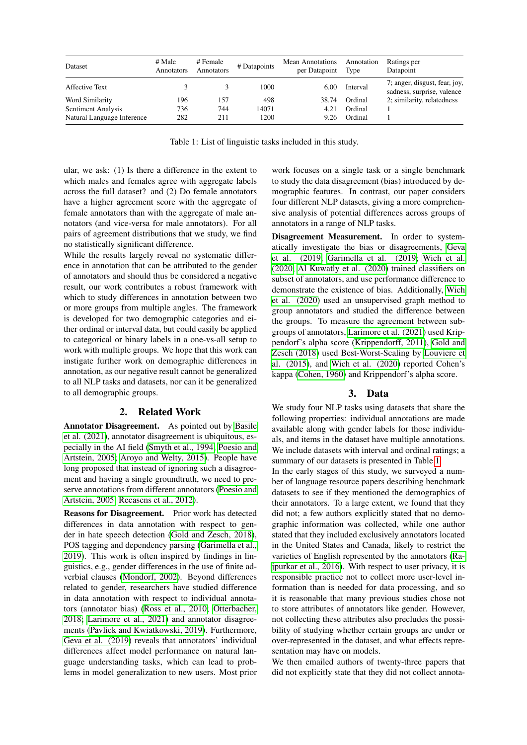| Dataset | # Male Annotators | # Female Annotators | # Datapoints | Mean Annotations per Datapoint | Annotation Type | Ratings per Datapoint |
|---|---|---|---|---|---|---|
| Affective Text | 3 | 3 | 1000 | 6.00 | Interval | 7; anger, disgust, fear, joy, sadness, surprise, valence |
| Word Similarity | 196 | 157 | 498 | 38.74 | Ordinal | 2; similarity, relatedness |
| Sentiment Analysis | 736 | 744 | 14071 | 4.21 | Ordinal | 1 |
| Natural Language Inference | 282 | 211 | 1200 | 9.26 | Ordinal | 1 |

Table 1: List of linguistic tasks included in this study.

ular, we ask: (1) Is there a difference in the extent to which males and females agree with aggregate labels across the full dataset? and (2) Do female annotators have a higher agreement score with the aggregate of female annotators than with the aggregate of male annotators (and vice-versa for male annotators). For all pairs of agreement distributions that we study, we find no statistically significant difference.

While the results largely reveal no systematic difference in annotation that can be attributed to the gender of annotators and should thus be considered a negative result, our work contributes a robust framework with which to study differences in annotation between two or more groups from multiple angles. The framework is developed for two demographic categories and either ordinal or interval data, but could easily be applied to categorical or binary labels in a one-vs-all setup to work with multiple groups. We hope that this work can instigate further work on demographic differences in annotation, as our negative result cannot be generalized to all NLP tasks and datasets, nor can it be generalized to all demographic groups.

## 2. Related Work

**Annotator Disagreement.** As pointed out by Basile et al. (2021), annotator disagreement is ubiquitous, especially in the AI field (Smyth et al., 1994; Poesio and Artstein, 2005; Aroyo and Welty, 2015). People have long proposed that instead of ignoring such a disagreement and having a single groundtruth, we need to preserve annotations from different annotators (Poesio and Artstein, 2005; Recasens et al., 2012).

**Reasons for Disagreement.** Prior work has detected differences in data annotation with respect to gender in hate speech detection (Gold and Zesch, 2018), POS tagging and dependency parsing (Garimella et al., 2019). This work is often inspired by findings in linguistics, e.g., gender differences in the use of finite adverbial clauses (Mondorf, 2002). Beyond differences related to gender, researchers have studied difference in data annotation with respect to individual annotators (annotator bias) (Ross et al., 2010; Otterbacher, 2018; Larimore et al., 2021) and annotator disagreements (Pavlick and Kwiatkowski, 2019). Furthermore, Geva et al. (2019) reveals that annotators' individual differences affect model performance on natural language understanding tasks, which can lead to problems in model generalization to new users. Most prior work focuses on a single task or a single benchmark to study the data disagreement (bias) introduced by demographic features. In contrast, our paper considers four different NLP datasets, giving a more comprehensive analysis of potential differences across groups of annotators in a range of NLP tasks.

**Disagreement Measurement.** In order to systematically investigate the bias or disagreements, Geva et al. (2019; Garimella et al. (2019; Wich et al. (2020; Al Kuwatly et al. (2020) trained classifiers on subset of annotators, and use performance difference to demonstrate the existence of bias. Additionally, Wich et al. (2020) used an unsupervised graph method to group annotators and studied the difference between the groups. To measure the agreement between subgroups of annotators, Larimore et al. (2021) used Krippendorff's alpha score (Krippendorff, 2011), Gold and Zesch (2018) used Best-Worst-Scaling by Louviere et al. (2015), and Wich et al. (2020) reported Cohen's kappa (Cohen, 1960) and Krippendorf's alpha score.

## 3. Data

We study four NLP tasks using datasets that share the following properties: individual annotations are made available along with gender labels for those individuals, and items in the dataset have multiple annotations. We include datasets with interval and ordinal ratings; a summary of our datasets is presented in Table 1.

In the early stages of this study, we surveyed a number of language resource papers describing benchmark datasets to see if they mentioned the demographics of their annotators. To a large extent, we found that they did not; a few authors explicitly stated that no demographic information was collected, while one author stated that they included exclusively annotators located in the United States and Canada, likely to restrict the varieties of English represented by the annotators (Rajpurkar et al., 2016). With respect to user privacy, it is responsible practice not to collect more user-level information than is needed for data processing, and so it is reasonable that many previous studies chose not to store attributes of annotators like gender. However, not collecting these attributes also precludes the possibility of studying whether certain groups are under or over-represented in the dataset, and what effects representation may have on models.

We then emailed authors of twenty-three papers that did not explicitly state that they did not collect annota-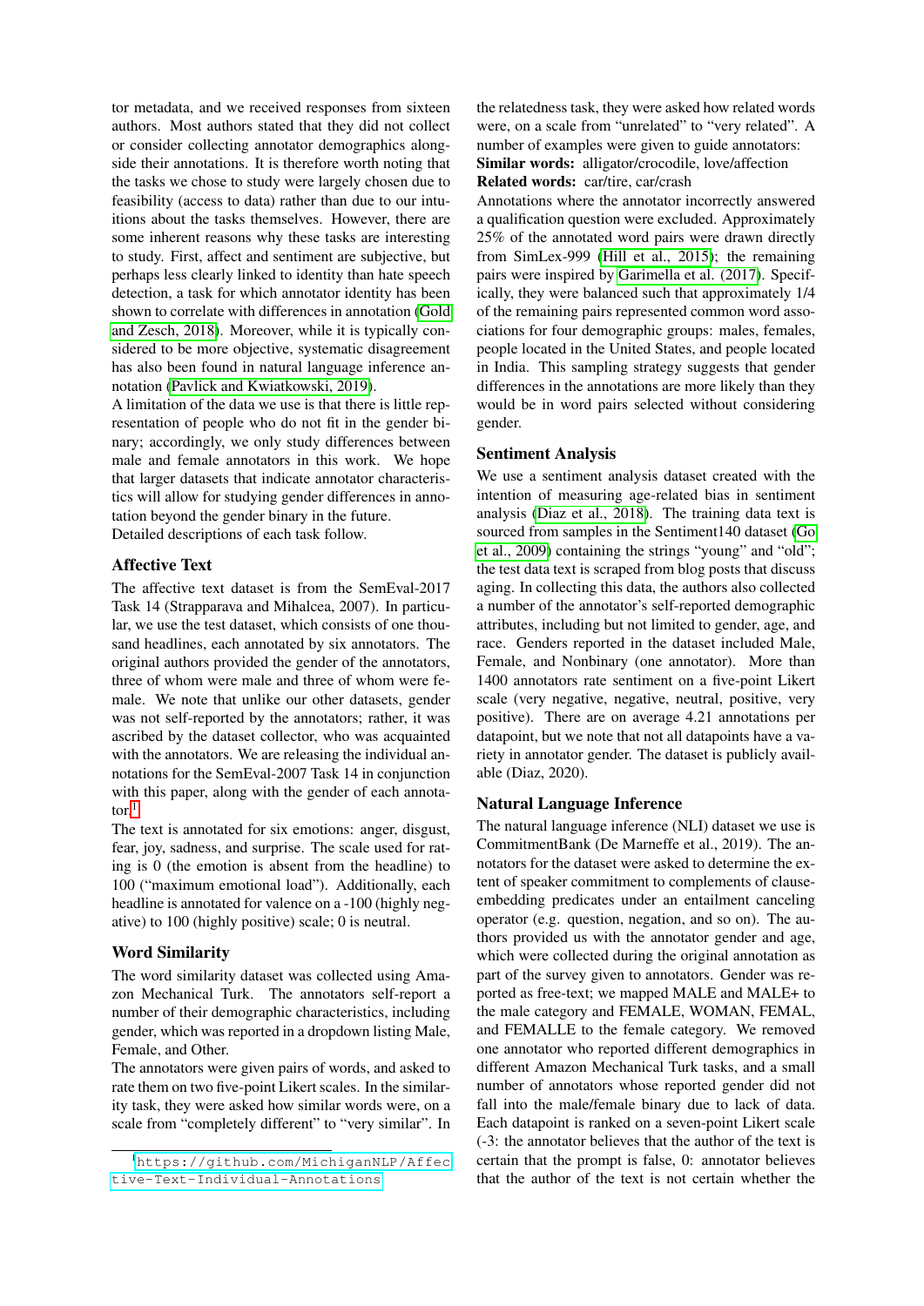tor metadata, and we received responses from sixteen authors. Most authors stated that they did not collect or consider collecting annotator demographics alongside their annotations. It is therefore worth noting that the tasks we chose to study were largely chosen due to feasibility (access to data) rather than due to our intuitions about the tasks themselves. However, there are some inherent reasons why these tasks are interesting to study. First, affect and sentiment are subjective, but perhaps less clearly linked to identity than hate speech detection, a task for which annotator identity has been shown to correlate with differences in annotation (Gold and Zesch, 2018). Moreover, while it is typically considered to be more objective, systematic disagreement has also been found in natural language inference annotation (Pavlick and Kwiatkowski, 2019).

A limitation of the data we use is that there is little representation of people who do not fit in the gender binary; accordingly, we only study differences between male and female annotators in this work. We hope that larger datasets that indicate annotator characteristics will allow for studying gender differences in annotation beyond the gender binary in the future.

Detailed descriptions of each task follow.

### Affective Text

The affective text dataset is from the SemEval-2017 Task 14 (Strapparava and Mihalcea, 2007). In particular, we use the test dataset, which consists of one thousand headlines, each annotated by six annotators. The original authors provided the gender of the annotators, three of whom were male and three of whom were female. We note that unlike our other datasets, gender was not self-reported by the annotators; rather, it was ascribed by the dataset collector, who was acquainted with the annotators. We are releasing the individual annotations for the SemEval-2007 Task 14 in conjunction with this paper, along with the gender of each annotator.[1]

The text is annotated for six emotions: anger, disgust, fear, joy, sadness, and surprise. The scale used for rating is 0 (the emotion is absent from the headline) to 100 ("maximum emotional load"). Additionally, each headline is annotated for valence on a -100 (highly negative) to 100 (highly positive) scale; 0 is neutral.

### Word Similarity

The word similarity dataset was collected using Amazon Mechanical Turk. The annotators self-report a number of their demographic characteristics, including gender, which was reported in a dropdown listing Male, Female, and Other.

The annotators were given pairs of words, and asked to rate them on two five-point Likert scales. In the similarity task, they were asked how similar words were, on a scale from "completely different" to "very similar". In the relatedness task, they were asked how related words were, on a scale from "unrelated" to "very related". A number of examples were given to guide annotators:

**Similar words:** alligator/crocodile, love/affection

**Related words:** car/tire, car/crash

Annotations where the annotator incorrectly answered a qualification question were excluded. Approximately 25% of the annotated word pairs were drawn directly from SimLex-999 (Hill et al., 2015); the remaining pairs were inspired by Garimella et al. (2017). Specifically, they were balanced such that approximately 1/4 of the remaining pairs represented common word associations for four demographic groups: males, females, people located in the United States, and people located in India. This sampling strategy suggests that gender differences in the annotations are more likely than they would be in word pairs selected without considering gender.

### Sentiment Analysis

We use a sentiment analysis dataset created with the intention of measuring age-related bias in sentiment analysis (Diaz et al., 2018). The training data text is sourced from samples in the Sentiment140 dataset (Go et al., 2009) containing the strings "young" and "old"; the test data text is scraped from blog posts that discuss aging. In collecting this data, the authors also collected a number of the annotator's self-reported demographic attributes, including but not limited to gender, age, and race. Genders reported in the dataset included Male, Female, and Nonbinary (one annotator). More than 1400 annotators rate sentiment on a five-point Likert scale (very negative, negative, neutral, positive, very positive). There are on average 4.21 annotations per datapoint, but we note that not all datapoints have a variety in annotator gender. The dataset is publicly available (Diaz, 2020).

### Natural Language Inference

The natural language inference (NLI) dataset we use is CommitmentBank (De Marneffe et al., 2019). The annotators for the dataset were asked to determine the extent of speaker commitment to complements of clause-embedding predicates under an entailment canceling operator (e.g. question, negation, and so on). The authors provided us with the annotator gender and age, which were collected during the original annotation as part of the survey given to annotators. Gender was reported as free-text; we mapped MALE and MALE+ to the male category and FEMALE, WOMAN, FEMAL, and FEMALLE to the female category. We removed one annotator who reported different demographics in different Amazon Mechanical Turk tasks, and a small number of annotators whose reported gender did not fall into the male/female binary due to lack of data. Each datapoint is ranked on a seven-point Likert scale (-3: the annotator believes that the author of the text is certain that the prompt is false, 0: annotator believes that the author of the text is not certain whether the

[1] https://github.com/MichiganNLP/Affective-Text-Individual-Annotations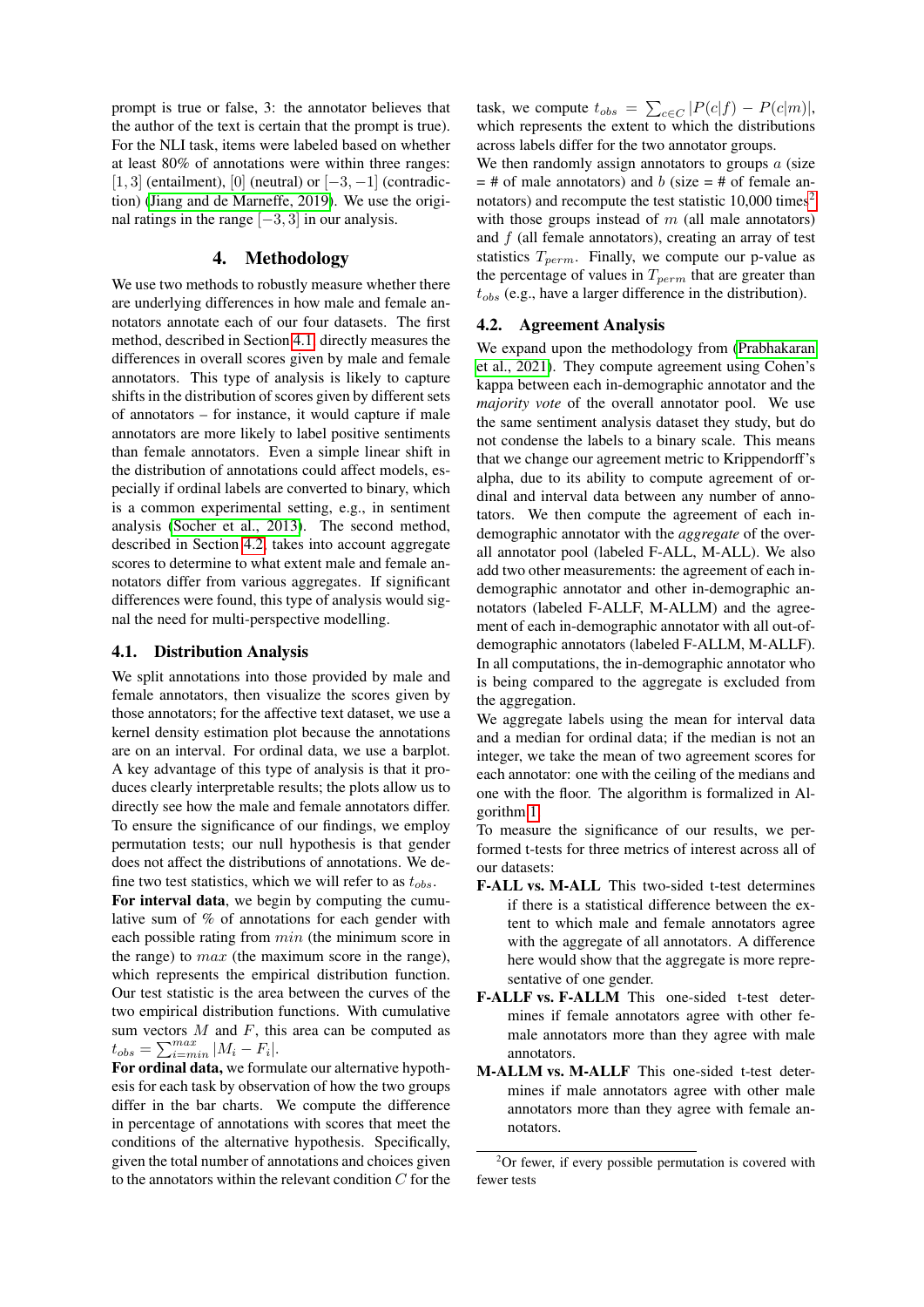prompt is true or false, 3: the annotator believes that the author of the text is certain that the prompt is true). For the NLI task, items were labeled based on whether at least 80% of annotations were within three ranges: $[1, 3]$ (entailment), $[0]$ (neutral) or $[-3, -1]$ (contradiction) (Jiang and de Marneffe, 2019). We use the original ratings in the range $[-3, 3]$ in our analysis.

## 4. Methodology

We use two methods to robustly measure whether there are underlying differences in how male and female annotators annotate each of our four datasets. The first method, described in Section 4.1, directly measures the differences in overall scores given by male and female annotators. This type of analysis is likely to capture shifts in the distribution of scores given by different sets of annotators – for instance, it would capture if male annotators are more likely to label positive sentiments than female annotators. Even a simple linear shift in the distribution of annotations could affect models, especially if ordinal labels are converted to binary, which is a common experimental setting, e.g., in sentiment analysis (Socher et al., 2013). The second method, described in Section 4.2, takes into account aggregate scores to determine to what extent male and female annotators differ from various aggregates. If significant differences were found, this type of analysis would signal the need for multi-perspective modelling.

### 4.1. Distribution Analysis

We split annotations into those provided by male and female annotators, then visualize the scores given by those annotators; for the affective text dataset, we use a kernel density estimation plot because the annotations are on an interval. For ordinal data, we use a barplot. A key advantage of this type of analysis is that it produces clearly interpretable results; the plots allow us to directly see how the male and female annotators differ. To ensure the significance of our findings, we employ permutation tests; our null hypothesis is that gender does not affect the distributions of annotations. We define two test statistics, which we will refer to as $t_{obs}$.

**For interval data**, we begin by computing the cumulative sum of % of annotations for each gender with each possible rating from $min$ (the minimum score in the range) to $max$ (the maximum score in the range), which represents the empirical distribution function. Our test statistic is the area between the curves of the two empirical distribution functions. With cumulative sum vectors $M$ and $F$, this area can be computed as $t_{obs} = \sum_{i=min}^{max} |M_i - F_i|$.

**For ordinal data,** we formulate our alternative hypothesis for each task by observation of how the two groups differ in the bar charts. We compute the difference in percentage of annotations with scores that meet the conditions of the alternative hypothesis. Specifically, given the total number of annotations and choices given to the annotators within the relevant condition $C$ for the task, we compute $t_{obs} = \sum_{c \in C} |P(c|f) - P(c|m)|$, which represents the extent to which the distributions across labels differ for the two annotator groups.

We then randomly assign annotators to groups $a$ (size = # of male annotators) and $b$ (size = # of female annotators) and recompute the test statistic 10,000 times[2] with those groups instead of $m$ (all male annotators) and $f$ (all female annotators), creating an array of test statistics $T_{perm}$. Finally, we compute our p-value as the percentage of values in $T_{perm}$ that are greater than $t_{obs}$ (e.g., have a larger difference in the distribution).

### 4.2. Agreement Analysis

We expand upon the methodology from (Prabhakaran et al., 2021). They compute agreement using Cohen's kappa between each in-demographic annotator and the *majority vote* of the overall annotator pool. We use the same sentiment analysis dataset they study, but do not condense the labels to a binary scale. This means that we change our agreement metric to Krippendorff's alpha, due to its ability to compute agreement of ordinal and interval data between any number of annotators. We then compute the agreement of each in-demographic annotator with the *aggregate* of the overall annotator pool (labeled F-ALL, M-ALL). We also add two other measurements: the agreement of each in-demographic annotator and other in-demographic annotators (labeled F-ALLF, M-ALLM) and the agreement of each in-demographic annotator with all out-of-demographic annotators (labeled F-ALLM, M-ALLF). In all computations, the in-demographic annotator who is being compared to the aggregate is excluded from the aggregation.

We aggregate labels using the mean for interval data and a median for ordinal data; if the median is not an integer, we take the mean of two agreement scores for each annotator: one with the ceiling of the medians and one with the floor. The algorithm is formalized in Algorithm 1.

To measure the significance of our results, we performed t-tests for three metrics of interest across all of our datasets:

**F-ALL vs. M-ALL** This two-sided t-test determines if there is a statistical difference between the extent to which male and female annotators agree with the aggregate of all annotators. A difference here would show that the aggregate is more representative of one gender.

**F-ALLF vs. F-ALLM** This one-sided t-test determines if female annotators agree with other female annotators more than they agree with male annotators.

**M-ALLM vs. M-ALLF** This one-sided t-test determines if male annotators agree with other male annotators more than they agree with female annotators.

[2] Or fewer, if every possible permutation is covered with fewer tests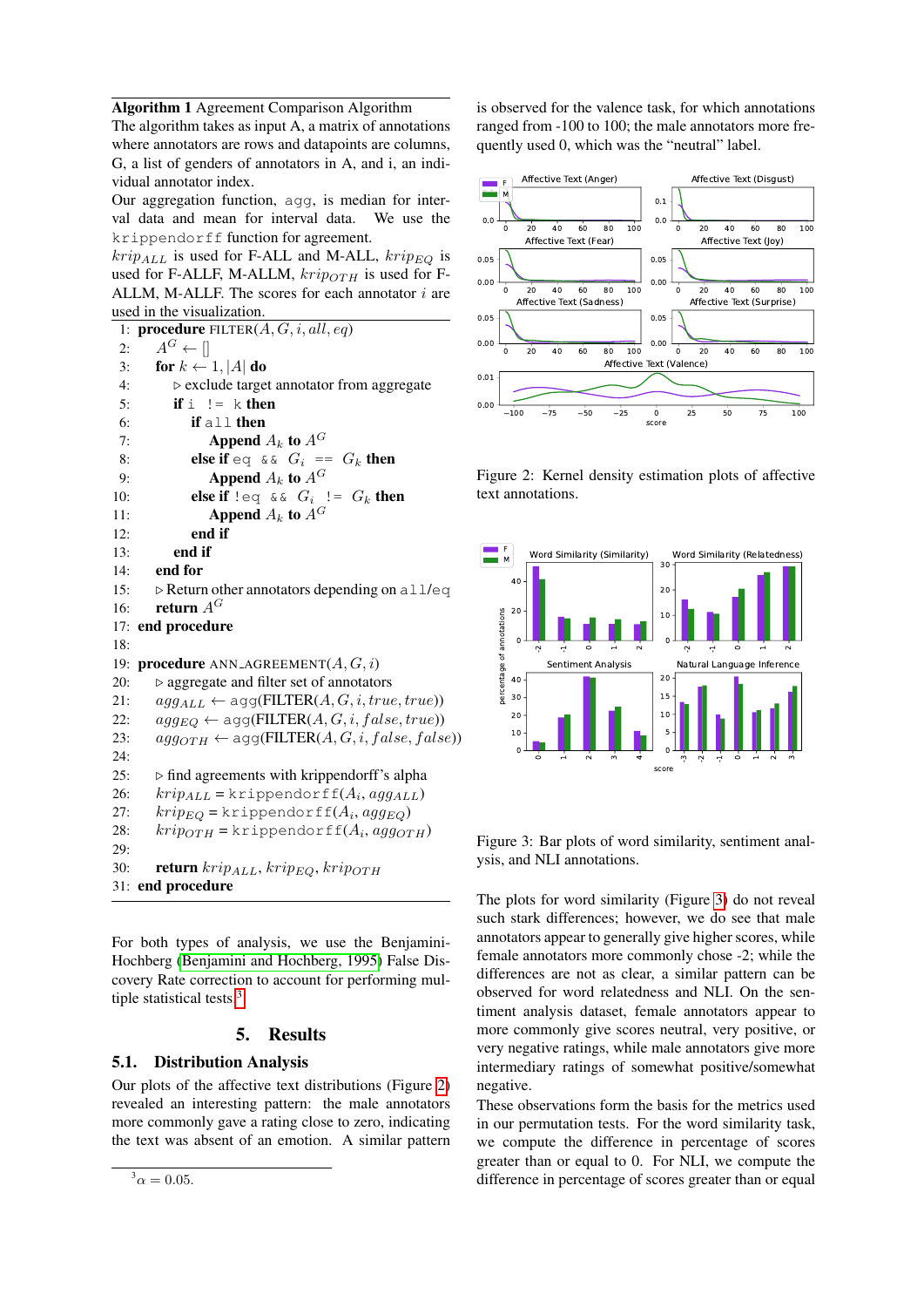**Algorithm 1** Agreement Comparison Algorithm

The algorithm takes as input A, a matrix of annotations where annotators are rows and datapoints are columns, G, a list of genders of annotators in A, and i, an individual annotator index.

Our aggregation function, `agg`, is median for interval data and mean for interval data. We use the `krippendorff` function for agreement.

$krip_{ALL}$ is used for F-ALL and M-ALL, $krip_{EQ}$ is used for F-ALLF, M-ALLM, $krip_{OTH}$ is used for F-ALLM, M-ALLF. The scores for each annotator $i$ are used in the visualization.

```
1:  procedure FILTER(A, G, i, all, eq)
2:      A^G ← []
3:      for k ← 1, |A| do
4:          ▷ exclude target annotator from aggregate
5:          if i != k then
6:              if all then
7:                  Append A_k to A^G
8:              else if eq && G_i == G_k then
9:                  Append A_k to A^G
10:             else if !eq && G_i != G_k then
11:                 Append A_k to A^G
12:             end if
13:         end if
14:     end for
15:     ▷ Return other annotators depending on all/eq
16:     return A^G
17: end procedure
18:
19: procedure ANN_AGREEMENT(A, G, i)
20:     ▷ aggregate and filter set of annotators
21:     agg_ALL ← agg(FILTER(A, G, i, true, true))
22:     agg_EQ ← agg(FILTER(A, G, i, false, true))
23:     agg_OTH ← agg(FILTER(A, G, i, false, false))
24:
25:     ▷ find agreements with krippendorff's alpha
26:     krip_ALL = krippendorff(A_i, agg_ALL)
27:     krip_EQ = krippendorff(A_i, agg_EQ)
28:     krip_OTH = krippendorff(A_i, agg_OTH)
29:
30:     return krip_ALL, krip_EQ, krip_OTH
31: end procedure
```

For both types of analysis, we use the Benjamini-Hochberg (Benjamini and Hochberg, 1995) False Discovery Rate correction to account for performing multiple statistical tests.[3]

## 5. Results

### 5.1. Distribution Analysis

Our plots of the affective text distributions (Figure 2) revealed an interesting pattern: the male annotators more commonly gave a rating close to zero, indicating the text was absent of an emotion. A similar pattern is observed for the valence task, for which annotations ranged from -100 to 100; the male annotators more frequently used 0, which was the "neutral" label.

Figure 2: Kernel density estimation plots of affective text annotations.

Figure 3: Bar plots of word similarity, sentiment analysis, and NLI annotations.

The plots for word similarity (Figure 3) do not reveal such stark differences; however, we do see that male annotators appear to generally give higher scores, while female annotators more commonly chose -2; while the differences are not as clear, a similar pattern can be observed for word relatedness and NLI. On the sentiment analysis dataset, female annotators appear to more commonly give scores neutral, very positive, or very negative ratings, while male annotators give more intermediary ratings of somewhat positive/somewhat negative.

These observations form the basis for the metrics used in our permutation tests. For the word similarity task, we compute the difference in percentage of scores greater than or equal to 0. For NLI, we compute the difference in percentage of scores greater than or equal

[3] $\alpha = 0.05$.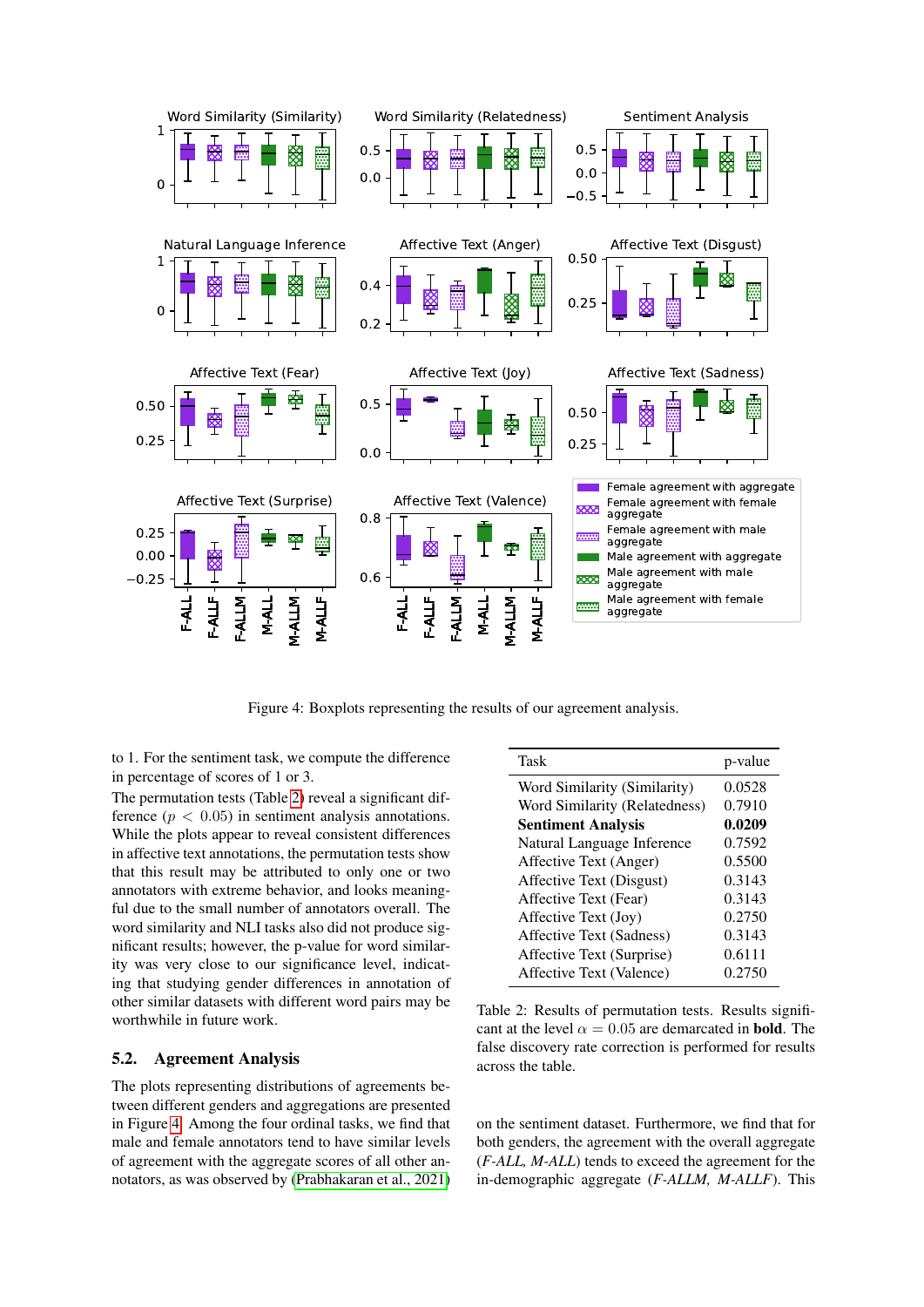Figure 4: Boxplots representing the results of our agreement analysis.

to 1. For the sentiment task, we compute the difference in percentage of scores of 1 or 3.

The permutation tests (Table 2) reveal a significant difference ($p < 0.05$) in sentiment analysis annotations. While the plots appear to reveal consistent differences in affective text annotations, the permutation tests show that this result may be attributed to only one or two annotators with extreme behavior, and looks meaningful due to the small number of annotators overall. The word similarity and NLI tasks also did not produce significant results; however, the p-value for word similarity was very close to our significance level, indicating that studying gender differences in annotation of other similar datasets with different word pairs may be worthwhile in future work.

| Task | p-value |
|---|---|
| Word Similarity (Similarity) | 0.0528 |
| Word Similarity (Relatedness) | 0.7910 |
| **Sentiment Analysis** | **0.0209** |
| Natural Language Inference | 0.7592 |
| Affective Text (Anger) | 0.5500 |
| Affective Text (Disgust) | 0.3143 |
| Affective Text (Fear) | 0.3143 |
| Affective Text (Joy) | 0.2750 |
| Affective Text (Sadness) | 0.3143 |
| Affective Text (Surprise) | 0.6111 |
| Affective Text (Valence) | 0.2750 |

Table 2: Results of permutation tests. Results significant at the level $\alpha = 0.05$ are demarcated in **bold**. The false discovery rate correction is performed for results across the table.

## 5.2. Agreement Analysis

The plots representing distributions of agreements between different genders and aggregations are presented in Figure 4. Among the four ordinal tasks, we find that male and female annotators tend to have similar levels of agreement with the aggregate scores of all other annotators, as was observed by (Prabhakaran et al., 2021) on the sentiment dataset. Furthermore, we find that for both genders, the agreement with the overall aggregate (*F-ALL, M-ALL*) tends to exceed the agreement for the in-demographic aggregate (*F-ALLM, M-ALLF*). This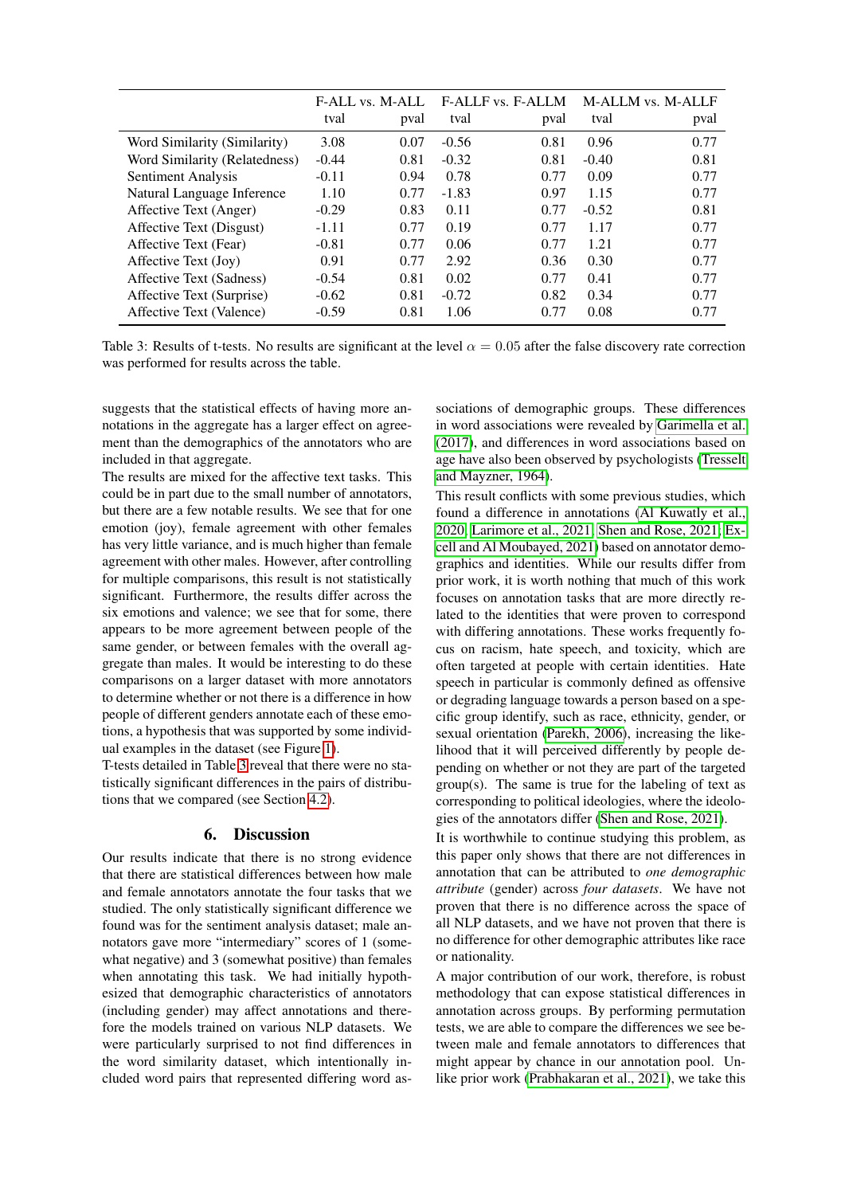| | F-ALL vs. M-ALL | | F-ALLF vs. F-ALLM | | M-ALLM vs. M-ALLF | |
|---|---|---|---|---|---|---|
| | tval | pval | tval | pval | tval | pval |
| Word Similarity (Similarity) | 3.08 | 0.07 | -0.56 | 0.81 | 0.96 | 0.77 |
| Word Similarity (Relatedness) | -0.44 | 0.81 | -0.32 | 0.81 | -0.40 | 0.81 |
| Sentiment Analysis | -0.11 | 0.94 | 0.78 | 0.77 | 0.09 | 0.77 |
| Natural Language Inference | 1.10 | 0.77 | -1.83 | 0.97 | 1.15 | 0.77 |
| Affective Text (Anger) | -0.29 | 0.83 | 0.11 | 0.77 | -0.52 | 0.81 |
| Affective Text (Disgust) | -1.11 | 0.77 | 0.19 | 0.77 | 1.17 | 0.77 |
| Affective Text (Fear) | -0.81 | 0.77 | 0.06 | 0.77 | 1.21 | 0.77 |
| Affective Text (Joy) | 0.91 | 0.77 | 2.92 | 0.36 | 0.30 | 0.77 |
| Affective Text (Sadness) | -0.54 | 0.81 | 0.02 | 0.77 | 0.41 | 0.77 |
| Affective Text (Surprise) | -0.62 | 0.81 | -0.72 | 0.82 | 0.34 | 0.77 |
| Affective Text (Valence) | -0.59 | 0.81 | 1.06 | 0.77 | 0.08 | 0.77 |

Table 3: Results of t-tests. No results are significant at the level $\alpha = 0.05$ after the false discovery rate correction was performed for results across the table.

suggests that the statistical effects of having more annotations in the aggregate has a larger effect on agreement than the demographics of the annotators who are included in that aggregate.

The results are mixed for the affective text tasks. This could be in part due to the small number of annotators, but there are a few notable results. We see that for one emotion (joy), female agreement with other females has very little variance, and is much higher than female agreement with other males. However, after controlling for multiple comparisons, this result is not statistically significant. Furthermore, the results differ across the six emotions and valence; we see that for some, there appears to be more agreement between people of the same gender, or between females with the overall aggregate than males. It would be interesting to do these comparisons on a larger dataset with more annotators to determine whether or not there is a difference in how people of different genders annotate each of these emotions, a hypothesis that was supported by some individual examples in the dataset (see Figure 1).

T-tests detailed in Table 3 reveal that there were no statistically significant differences in the pairs of distributions that we compared (see Section 4.2).

## 6. Discussion

Our results indicate that there is no strong evidence that there are statistical differences between how male and female annotators annotate the four tasks that we studied. The only statistically significant difference we found was for the sentiment analysis dataset; male annotators gave more "intermediary" scores of 1 (somewhat negative) and 3 (somewhat positive) than females when annotating this task. We had initially hypothesized that demographic characteristics of annotators (including gender) may affect annotations and therefore the models trained on various NLP datasets. We were particularly surprised to not find differences in the word similarity dataset, which intentionally included word pairs that represented differing word associations of demographic groups. These differences in word associations were revealed by Garimella et al. (2017), and differences in word associations based on age have also been observed by psychologists (Tresselt and Mayzner, 1964).

This result conflicts with some previous studies, which found a difference in annotations (Al Kuwatly et al., 2020; Larimore et al., 2021; Shen and Rose, 2021; Excell and Al Moubayed, 2021) based on annotator demographics and identities. While our results differ from prior work, it is worth nothing that much of this work focuses on annotation tasks that are more directly related to the identities that were proven to correspond with differing annotations. These works frequently focus on racism, hate speech, and toxicity, which are often targeted at people with certain identities. Hate speech in particular is commonly defined as offensive or degrading language towards a person based on a specific group identify, such as race, ethnicity, gender, or sexual orientation (Parekh, 2006), increasing the likelihood that it will perceived differently by people depending on whether or not they are part of the targeted group(s). The same is true for the labeling of text as corresponding to political ideologies, where the ideologies of the annotators differ (Shen and Rose, 2021).

It is worthwhile to continue studying this problem, as this paper only shows that there are not differences in annotation that can be attributed to *one demographic attribute* (gender) across *four datasets*. We have not proven that there is no difference across the space of all NLP datasets, and we have not proven that there is no difference for other demographic attributes like race or nationality.

A major contribution of our work, therefore, is robust methodology that can expose statistical differences in annotation across groups. By performing permutation tests, we are able to compare the differences we see between male and female annotators to differences that might appear by chance in our annotation pool. Unlike prior work (Prabhakaran et al., 2021), we take this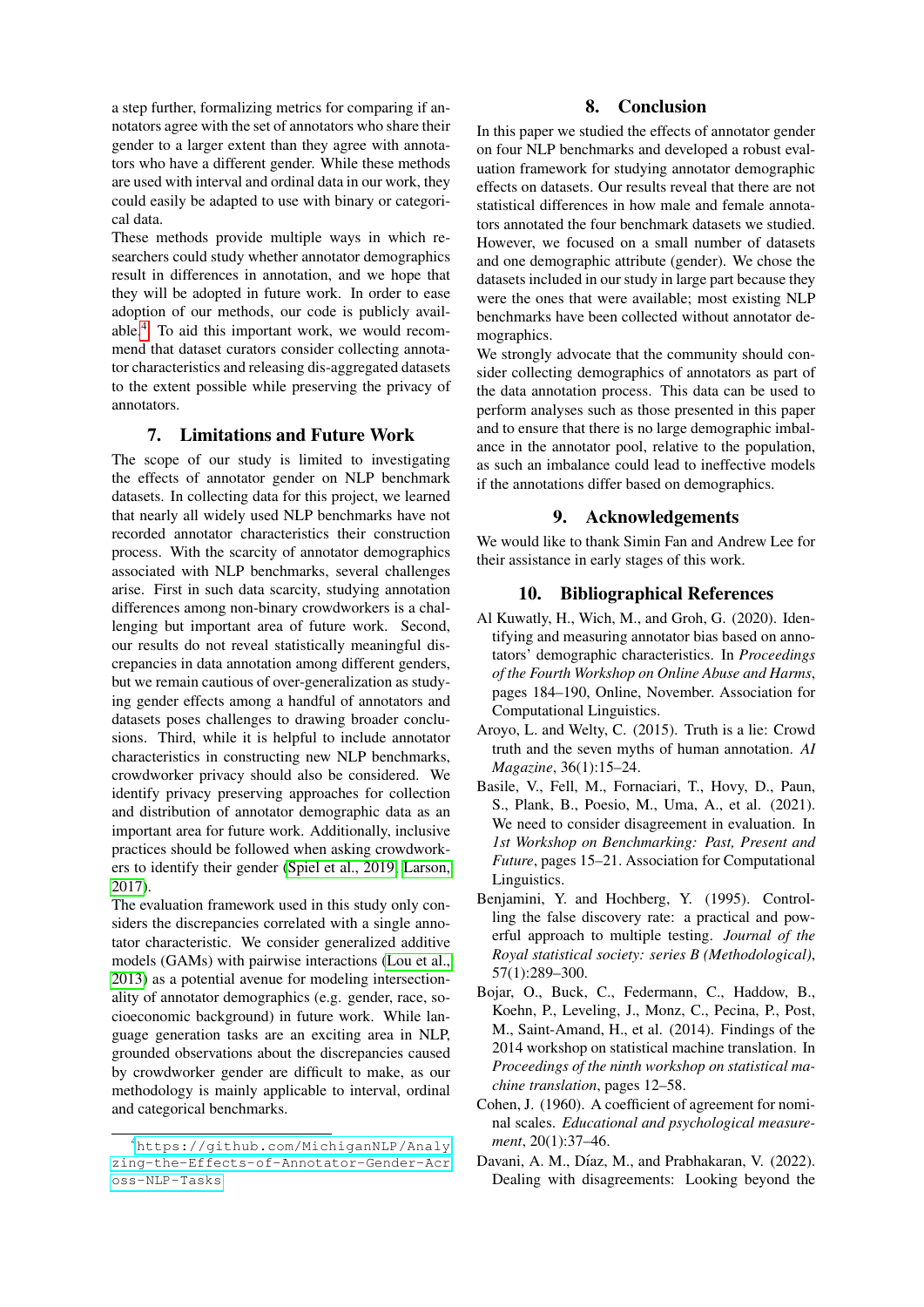a step further, formalizing metrics for comparing if annotators agree with the set of annotators who share their gender to a larger extent than they agree with annotators who have a different gender. While these methods are used with interval and ordinal data in our work, they could easily be adapted to use with binary or categorical data.

These methods provide multiple ways in which researchers could study whether annotator demographics result in differences in annotation, and we hope that they will be adopted in future work. In order to ease adoption of our methods, our code is publicly available.[4] To aid this important work, we would recommend that dataset curators consider collecting annotator characteristics and releasing dis-aggregated datasets to the extent possible while preserving the privacy of annotators.

## 7. Limitations and Future Work

The scope of our study is limited to investigating the effects of annotator gender on NLP benchmark datasets. In collecting data for this project, we learned that nearly all widely used NLP benchmarks have not recorded annotator characteristics their construction process. With the scarcity of annotator demographics associated with NLP benchmarks, several challenges arise. First in such data scarcity, studying annotation differences among non-binary crowdworkers is a challenging but important area of future work. Second, our results do not reveal statistically meaningful discrepancies in data annotation among different genders, but we remain cautious of over-generalization as studying gender effects among a handful of annotators and datasets poses challenges to drawing broader conclusions. Third, while it is helpful to include annotator characteristics in constructing new NLP benchmarks, crowdworker privacy should also be considered. We identify privacy preserving approaches for collection and distribution of annotator demographic data as an important area for future work. Additionally, inclusive practices should be followed when asking crowdworkers to identify their gender (Spiel et al., 2019; Larson, 2017).

The evaluation framework used in this study only considers the discrepancies correlated with a single annotator characteristic. We consider generalized additive models (GAMs) with pairwise interactions (Lou et al., 2013) as a potential avenue for modeling intersectionality of annotator demographics (e.g. gender, race, socioeconomic background) in future work. While language generation tasks are an exciting area in NLP, grounded observations about the discrepancies caused by crowdworker gender are difficult to make, as our methodology is mainly applicable to interval, ordinal and categorical benchmarks.

[4] https://github.com/MichiganNLP/Analyzing-the-Effects-of-Annotator-Gender-Across-NLP-Tasks

## 8. Conclusion

In this paper we studied the effects of annotator gender on four NLP benchmarks and developed a robust evaluation framework for studying annotator demographic effects on datasets. Our results reveal that there are not statistical differences in how male and female annotators annotated the four benchmark datasets we studied. However, we focused on a small number of datasets and one demographic attribute (gender). We chose the datasets included in our study in large part because they were the ones that were available; most existing NLP benchmarks have been collected without annotator demographics.

We strongly advocate that the community should consider collecting demographics of annotators as part of the data annotation process. This data can be used to perform analyses such as those presented in this paper and to ensure that there is no large demographic imbalance in the annotator pool, relative to the population, as such an imbalance could lead to ineffective models if the annotations differ based on demographics.

## 9. Acknowledgements

We would like to thank Simin Fan and Andrew Lee for their assistance in early stages of this work.

## 10. Bibliographical References

Al Kuwatly, H., Wich, M., and Groh, G. (2020). Identifying and measuring annotator bias based on annotators' demographic characteristics. In *Proceedings of the Fourth Workshop on Online Abuse and Harms*, pages 184–190, Online, November. Association for Computational Linguistics.

Aroyo, L. and Welty, C. (2015). Truth is a lie: Crowd truth and the seven myths of human annotation. *AI Magazine*, 36(1):15–24.

Basile, V., Fell, M., Fornaciari, T., Hovy, D., Paun, S., Plank, B., Poesio, M., Uma, A., et al. (2021). We need to consider disagreement in evaluation. In *1st Workshop on Benchmarking: Past, Present and Future*, pages 15–21. Association for Computational Linguistics.

Benjamini, Y. and Hochberg, Y. (1995). Controlling the false discovery rate: a practical and powerful approach to multiple testing. *Journal of the Royal statistical society: series B (Methodological)*, 57(1):289–300.

Bojar, O., Buck, C., Federmann, C., Haddow, B., Koehn, P., Leveling, J., Monz, C., Pecina, P., Post, M., Saint-Amand, H., et al. (2014). Findings of the 2014 workshop on statistical machine translation. In *Proceedings of the ninth workshop on statistical machine translation*, pages 12–58.

Cohen, J. (1960). A coefficient of agreement for nominal scales. *Educational and psychological measurement*, 20(1):37–46.

Davani, A. M., Díaz, M., and Prabhakaran, V. (2022). Dealing with disagreements: Looking beyond the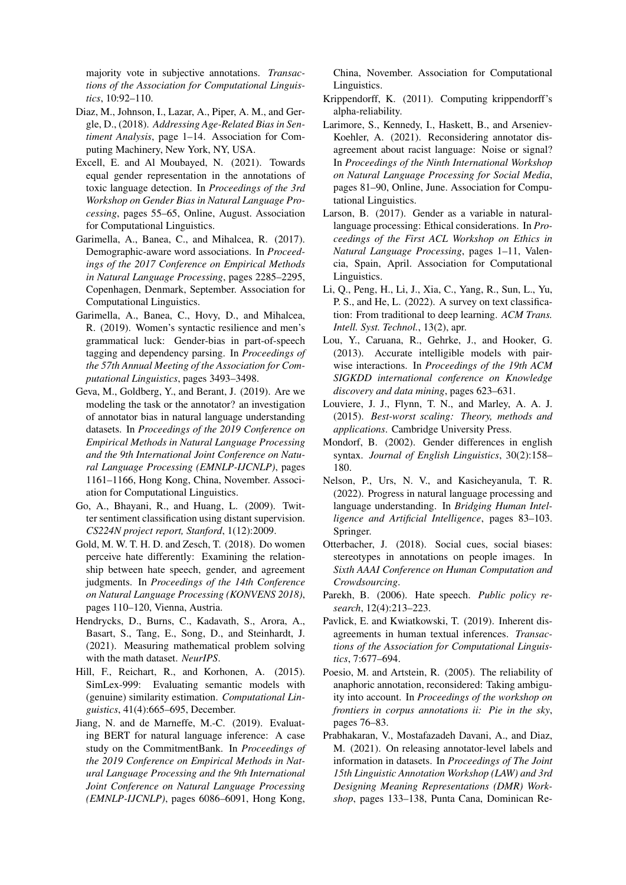majority vote in subjective annotations. *Transactions of the Association for Computational Linguistics*, 10:92–110.

Diaz, M., Johnson, I., Lazar, A., Piper, A. M., and Gergle, D., (2018). *Addressing Age-Related Bias in Sentiment Analysis*, page 1–14. Association for Computing Machinery, New York, NY, USA.

Excell, E. and Al Moubayed, N. (2021). Towards equal gender representation in the annotations of toxic language detection. In *Proceedings of the 3rd Workshop on Gender Bias in Natural Language Processing*, pages 55–65, Online, August. Association for Computational Linguistics.

Garimella, A., Banea, C., and Mihalcea, R. (2017). Demographic-aware word associations. In *Proceedings of the 2017 Conference on Empirical Methods in Natural Language Processing*, pages 2285–2295, Copenhagen, Denmark, September. Association for Computational Linguistics.

Garimella, A., Banea, C., Hovy, D., and Mihalcea, R. (2019). Women's syntactic resilience and men's grammatical luck: Gender-bias in part-of-speech tagging and dependency parsing. In *Proceedings of the 57th Annual Meeting of the Association for Computational Linguistics*, pages 3493–3498.

Geva, M., Goldberg, Y., and Berant, J. (2019). Are we modeling the task or the annotator? an investigation of annotator bias in natural language understanding datasets. In *Proceedings of the 2019 Conference on Empirical Methods in Natural Language Processing and the 9th International Joint Conference on Natural Language Processing (EMNLP-IJCNLP)*, pages 1161–1166, Hong Kong, China, November. Association for Computational Linguistics.

Go, A., Bhayani, R., and Huang, L. (2009). Twitter sentiment classification using distant supervision. *CS224N project report, Stanford*, 1(12):2009.

Gold, M. W. T. H. D. and Zesch, T. (2018). Do women perceive hate differently: Examining the relationship between hate speech, gender, and agreement judgments. In *Proceedings of the 14th Conference on Natural Language Processing (KONVENS 2018)*, pages 110–120, Vienna, Austria.

Hendrycks, D., Burns, C., Kadavath, S., Arora, A., Basart, S., Tang, E., Song, D., and Steinhardt, J. (2021). Measuring mathematical problem solving with the math dataset. *NeurIPS*.

Hill, F., Reichart, R., and Korhonen, A. (2015). SimLex-999: Evaluating semantic models with (genuine) similarity estimation. *Computational Linguistics*, 41(4):665–695, December.

Jiang, N. and de Marneffe, M.-C. (2019). Evaluating BERT for natural language inference: A case study on the CommitmentBank. In *Proceedings of the 2019 Conference on Empirical Methods in Natural Language Processing and the 9th International Joint Conference on Natural Language Processing (EMNLP-IJCNLP)*, pages 6086–6091, Hong Kong, China, November. Association for Computational Linguistics.

Krippendorff, K. (2011). Computing krippendorff's alpha-reliability.

Larimore, S., Kennedy, I., Haskett, B., and Arseniev-Koehler, A. (2021). Reconsidering annotator disagreement about racist language: Noise or signal? In *Proceedings of the Ninth International Workshop on Natural Language Processing for Social Media*, pages 81–90, Online, June. Association for Computational Linguistics.

Larson, B. (2017). Gender as a variable in natural-language processing: Ethical considerations. In *Proceedings of the First ACL Workshop on Ethics in Natural Language Processing*, pages 1–11, Valencia, Spain, April. Association for Computational Linguistics.

Li, Q., Peng, H., Li, J., Xia, C., Yang, R., Sun, L., Yu, P. S., and He, L. (2022). A survey on text classification: From traditional to deep learning. *ACM Trans. Intell. Syst. Technol.*, 13(2), apr.

Lou, Y., Caruana, R., Gehrke, J., and Hooker, G. (2013). Accurate intelligible models with pairwise interactions. In *Proceedings of the 19th ACM SIGKDD international conference on Knowledge discovery and data mining*, pages 623–631.

Louviere, J. J., Flynn, T. N., and Marley, A. A. J. (2015). *Best-worst scaling: Theory, methods and applications*. Cambridge University Press.

Mondorf, B. (2002). Gender differences in english syntax. *Journal of English Linguistics*, 30(2):158–180.

Nelson, P., Urs, N. V., and Kasicheyanula, T. R. (2022). Progress in natural language processing and language understanding. In *Bridging Human Intelligence and Artificial Intelligence*, pages 83–103. Springer.

Otterbacher, J. (2018). Social cues, social biases: stereotypes in annotations on people images. In *Sixth AAAI Conference on Human Computation and Crowdsourcing*.

Parekh, B. (2006). Hate speech. *Public policy research*, 12(4):213–223.

Pavlick, E. and Kwiatkowski, T. (2019). Inherent disagreements in human textual inferences. *Transactions of the Association for Computational Linguistics*, 7:677–694.

Poesio, M. and Artstein, R. (2005). The reliability of anaphoric annotation, reconsidered: Taking ambiguity into account. In *Proceedings of the workshop on frontiers in corpus annotations ii: Pie in the sky*, pages 76–83.

Prabhakaran, V., Mostafazadeh Davani, A., and Diaz, M. (2021). On releasing annotator-level labels and information in datasets. In *Proceedings of The Joint 15th Linguistic Annotation Workshop (LAW) and 3rd Designing Meaning Representations (DMR) Workshop*, pages 133–138, Punta Cana, Dominican Re-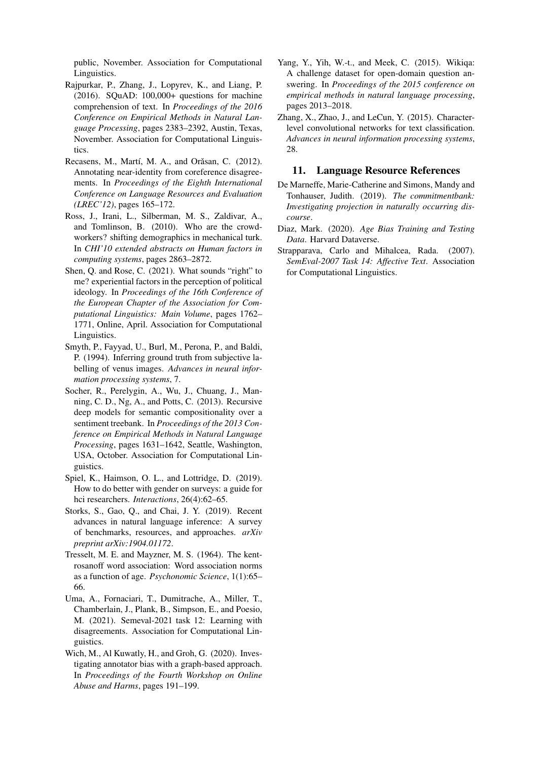public, November. Association for Computational Linguistics.

Rajpurkar, P., Zhang, J., Lopyrev, K., and Liang, P. (2016). SQuAD: 100,000+ questions for machine comprehension of text. In *Proceedings of the 2016 Conference on Empirical Methods in Natural Language Processing*, pages 2383–2392, Austin, Texas, November. Association for Computational Linguistics.

Recasens, M., Martí, M. A., and Orăsan, C. (2012). Annotating near-identity from coreference disagreements. In *Proceedings of the Eighth International Conference on Language Resources and Evaluation (LREC'12)*, pages 165–172.

Ross, J., Irani, L., Silberman, M. S., Zaldivar, A., and Tomlinson, B. (2010). Who are the crowdworkers? shifting demographics in mechanical turk. In *CHI'10 extended abstracts on Human factors in computing systems*, pages 2863–2872.

Shen, Q. and Rose, C. (2021). What sounds "right" to me? experiential factors in the perception of political ideology. In *Proceedings of the 16th Conference of the European Chapter of the Association for Computational Linguistics: Main Volume*, pages 1762–1771, Online, April. Association for Computational Linguistics.

Smyth, P., Fayyad, U., Burl, M., Perona, P., and Baldi, P. (1994). Inferring ground truth from subjective labelling of venus images. *Advances in neural information processing systems*, 7.

Socher, R., Perelygin, A., Wu, J., Chuang, J., Manning, C. D., Ng, A., and Potts, C. (2013). Recursive deep models for semantic compositionality over a sentiment treebank. In *Proceedings of the 2013 Conference on Empirical Methods in Natural Language Processing*, pages 1631–1642, Seattle, Washington, USA, October. Association for Computational Linguistics.

Spiel, K., Haimson, O. L., and Lottridge, D. (2019). How to do better with gender on surveys: a guide for hci researchers. *Interactions*, 26(4):62–65.

Storks, S., Gao, Q., and Chai, J. Y. (2019). Recent advances in natural language inference: A survey of benchmarks, resources, and approaches. *arXiv preprint arXiv:1904.01172*.

Tresselt, M. E. and Mayzner, M. S. (1964). The kent-rosanoff word association: Word association norms as a function of age. *Psychonomic Science*, 1(1):65–66.

Uma, A., Fornaciari, T., Dumitrache, A., Miller, T., Chamberlain, J., Plank, B., Simpson, E., and Poesio, M. (2021). Semeval-2021 task 12: Learning with disagreements. Association for Computational Linguistics.

Wich, M., Al Kuwatly, H., and Groh, G. (2020). Investigating annotator bias with a graph-based approach. In *Proceedings of the Fourth Workshop on Online Abuse and Harms*, pages 191–199.

Yang, Y., Yih, W.-t., and Meek, C. (2015). Wikiqa: A challenge dataset for open-domain question answering. In *Proceedings of the 2015 conference on empirical methods in natural language processing*, pages 2013–2018.

Zhang, X., Zhao, J., and LeCun, Y. (2015). Character-level convolutional networks for text classification. *Advances in neural information processing systems*, 28.

## 11. Language Resource References

De Marneffe, Marie-Catherine and Simons, Mandy and Tonhauser, Judith. (2019). *The commitmentbank: Investigating projection in naturally occurring discourse*.

Diaz, Mark. (2020). *Age Bias Training and Testing Data*. Harvard Dataverse.

Strapparava, Carlo and Mihalcea, Rada. (2007). *SemEval-2007 Task 14: Affective Text*. Association for Computational Linguistics.